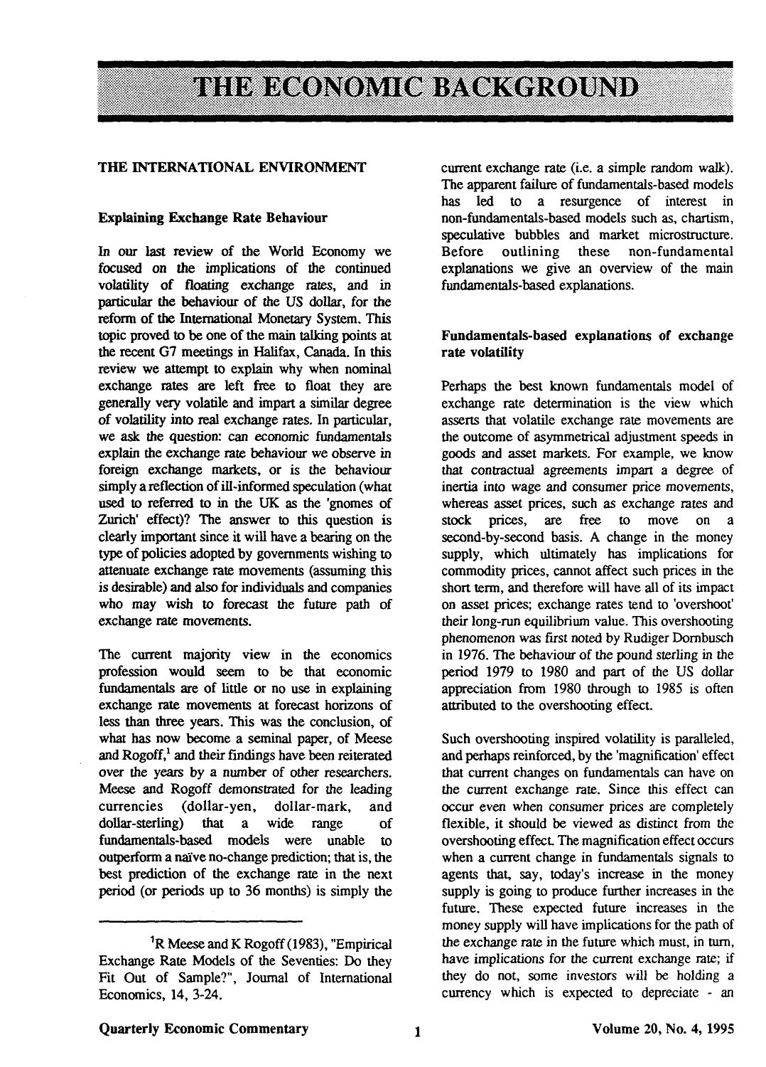# THE ECONOMIC BACKGROUND

## THE INTERNATIONAL ENVIRONMENT

### Explaining Exchange Rate Behaviour

In our last review of the World Economy we focused on the implications of the continued volatility of floating exchange rates, and in particular the behaviour of the US dollar, for the reform of the International Monetary System. This topic proved to be one of the main talking points at the recent G7 meetings in Halifax, Canada. In this review we attempt to explain why when nominal exchange rates are left free to float they are generally very volatile and impart a similar degree of volatility into real exchange rates. In particular, we ask the question: can economic fundamentals explain the exchange rate behaviour we observe in foreign exchange markets, or is the behaviour simply a reflection of ill-informed speculation (what used to referred to in the UK as the 'gnomes of Zurich' effect)? The answer to this question is clearly important since it will have a bearing on the type of policies adopted by governments wishing to attenuate exchange rate movements (assuming this is desirable) and also for individuals and companies who may wish to forecast the future path of exchange rate movements.

The current majority view in the economics profession would seem to be that economic fundamentals are of little or no use in explaining exchange rate movements at forecast horizons of less than three years. This was the conclusion, of what has now become a seminal paper, of Meese and Rogoff,[1] and their findings have been reiterated over the years by a number of other researchers. Meese and Rogoff demonstrated for the leading currencies (dollar-yen, dollar-mark, and dollar-sterling) that a wide range of fundamentals-based models were unable to outperform a naïve no-change prediction; that is, the best prediction of the exchange rate in the next period (or periods up to 36 months) is simply the current exchange rate (i.e. a simple random walk). The apparent failure of fundamentals-based models has led to a resurgence of interest in non-fundamentals-based models such as, chartism, speculative bubbles and market microstructure. Before outlining these non-fundamental explanations we give an overview of the main fundamentals-based explanations.

### Fundamentals-based explanations of exchange rate volatility

Perhaps the best known fundamentals model of exchange rate determination is the view which asserts that volatile exchange rate movements are the outcome of asymmetrical adjustment speeds in goods and asset markets. For example, we know that contractual agreements impart a degree of inertia into wage and consumer price movements, whereas asset prices, such as exchange rates and stock prices, are free to move on a second-by-second basis. A change in the money supply, which ultimately has implications for commodity prices, cannot affect such prices in the short term, and therefore will have all of its impact on asset prices; exchange rates tend to 'overshoot' their long-run equilibrium value. This overshooting phenomenon was first noted by Rudiger Dornbusch in 1976. The behaviour of the pound sterling in the period 1979 to 1980 and part of the US dollar appreciation from 1980 through to 1985 is often attributed to the overshooting effect.

Such overshooting inspired volatility is paralleled, and perhaps reinforced, by the 'magnification' effect that current changes on fundamentals can have on the current exchange rate. Since this effect can occur even when consumer prices are completely flexible, it should be viewed as distinct from the overshooting effect. The magnification effect occurs when a current change in fundamentals signals to agents that, say, today's increase in the money supply is going to produce further increases in the future. These expected future increases in the money supply will have implications for the path of the exchange rate in the future which must, in turn, have implications for the current exchange rate; if they do not, some investors will be holding a currency which is expected to depreciate - an

---

[1] R Meese and K Rogoff (1983), "Empirical Exchange Rate Models of the Seventies: Do they Fit Out of Sample?", Journal of International Economics, 14, 3-24.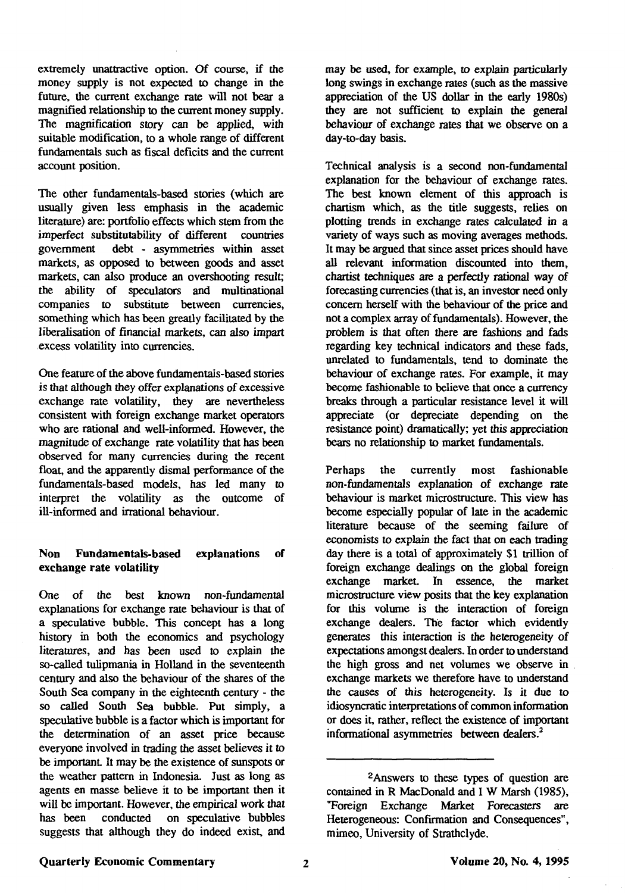extremely unattractive option. Of course, if the money supply is not expected to change in the future, the current exchange rate will not bear a magnified relationship to the current money supply. The magnification story can be applied, with suitable modification, to a whole range of different fundamentals such as fiscal deficits and the current account position.

The other fundamentals-based stories (which are usually given less emphasis in the academic literature) are: portfolio effects which stem from the imperfect substitutability of different countries government debt - asymmetries within asset markets, as opposed to between goods and asset markets, can also produce an overshooting result; the ability of speculators and multinational companies to substitute between currencies, something which has been greatly facilitated by the liberalisation of financial markets, can also impart excess volatility into currencies.

One feature of the above fundamentals-based stories is that although they offer explanations of excessive exchange rate volatility, they are nevertheless consistent with foreign exchange market operators who are rational and well-informed. However, the magnitude of exchange rate volatility that has been observed for many currencies during the recent float, and the apparently dismal performance of the fundamentals-based models, has led many to interpret the volatility as the outcome of ill-informed and irrational behaviour.

### Non Fundamentals-based explanations of exchange rate volatility

One of the best known non-fundamental explanations for exchange rate behaviour is that of a speculative bubble. This concept has a long history in both the economics and psychology literatures, and has been used to explain the so-called tulipmania in Holland in the seventeenth century and also the behaviour of the shares of the South Sea company in the eighteenth century - the so called South Sea bubble. Put simply, a speculative bubble is a factor which is important for the determination of an asset price because everyone involved in trading the asset believes it to be important. It may be the existence of sunspots or the weather pattern in Indonesia. Just as long as agents en masse believe it to be important then it will be important. However, the empirical work that has been conducted on speculative bubbles suggests that although they do indeed exist, and may be used, for example, to explain particularly long swings in exchange rates (such as the massive appreciation of the US dollar in the early 1980s) they are not sufficient to explain the general behaviour of exchange rates that we observe on a day-to-day basis.

Technical analysis is a second non-fundamental explanation for the behaviour of exchange rates. The best known element of this approach is chartism which, as the title suggests, relies on plotting trends in exchange rates calculated in a variety of ways such as moving averages methods. It may be argued that since asset prices should have all relevant information discounted into them, chartist techniques are a perfectly rational way of forecasting currencies (that is, an investor need only concern herself with the behaviour of the price and not a complex array of fundamentals). However, the problem is that often there are fashions and fads regarding key technical indicators and these fads, unrelated to fundamentals, tend to dominate the behaviour of exchange rates. For example, it may become fashionable to believe that once a currency breaks through a particular resistance level it will appreciate (or depreciate depending on the resistance point) dramatically; yet this appreciation bears no relationship to market fundamentals.

Perhaps the currently most fashionable non-fundamentals explanation of exchange rate behaviour is market microstructure. This view has become especially popular of late in the academic literature because of the seeming failure of economists to explain the fact that on each trading day there is a total of approximately $1 trillion of foreign exchange dealings on the global foreign exchange market. In essence, the market microstructure view posits that the key explanation for this volume is the interaction of foreign exchange dealers. The factor which evidently generates this interaction is the heterogeneity of expectations amongst dealers. In order to understand the high gross and net volumes we observe in exchange markets we therefore have to understand the causes of this heterogeneity. Is it due to idiosyncratic interpretations of common information or does it, rather, reflect the existence of important informational asymmetries between dealers.[2]

---

[2] Answers to these types of question are contained in R MacDonald and I W Marsh (1985), "Foreign Exchange Market Forecasters are Heterogeneous: Confirmation and Consequences", mimeo, University of Strathclyde.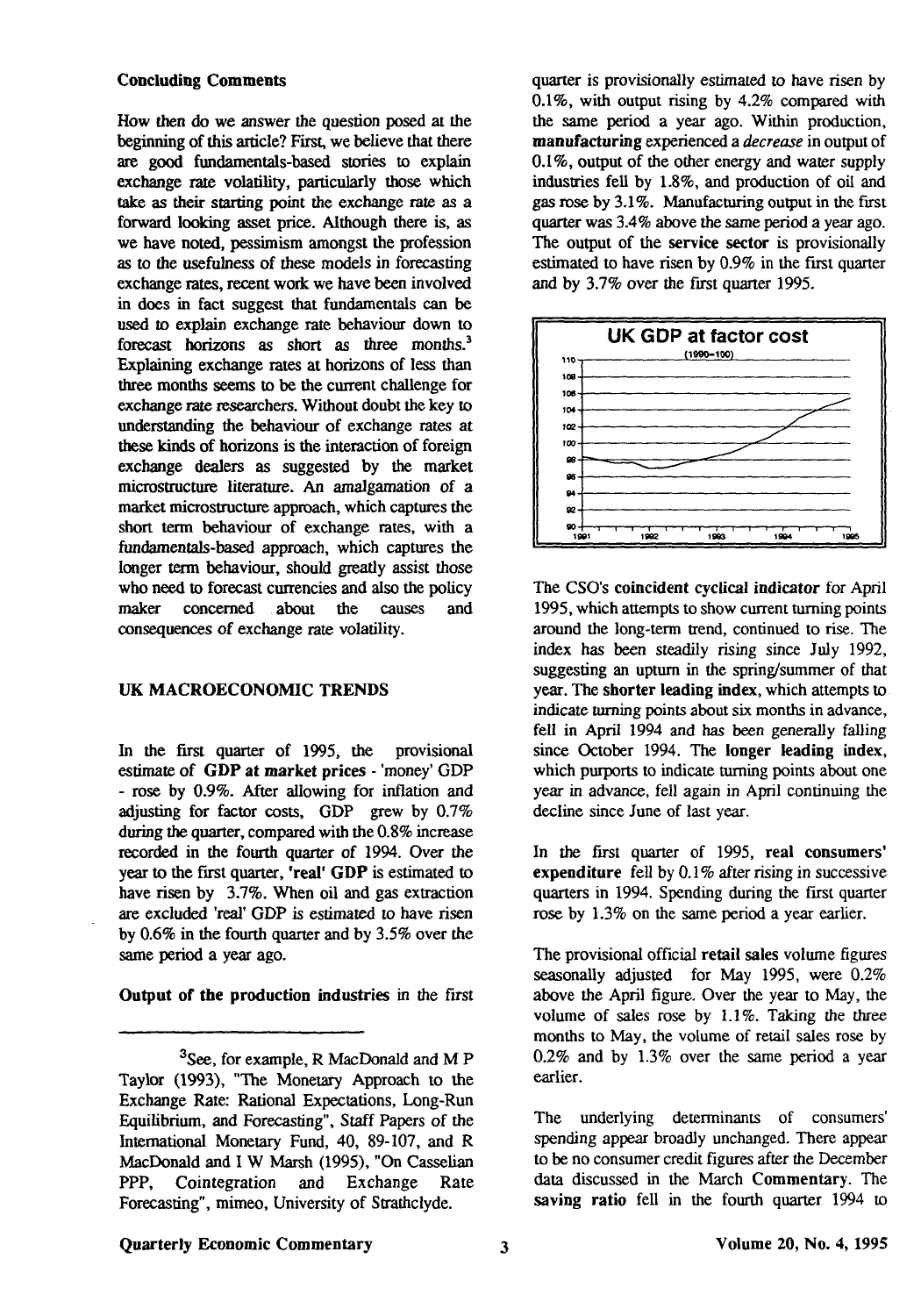### Concluding Comments

How then do we answer the question posed at the beginning of this article? First, we believe that there are good fundamentals-based stories to explain exchange rate volatility, particularly those which take as their starting point the exchange rate as a forward looking asset price. Although there is, as we have noted, pessimism amongst the profession as to the usefulness of these models in forecasting exchange rates, recent work we have been involved in does in fact suggest that fundamentals can be used to explain exchange rate behaviour down to forecast horizons as short as three months.[3] Explaining exchange rates at horizons of less than three months seems to be the current challenge for exchange rate researchers. Without doubt the key to understanding the behaviour of exchange rates at these kinds of horizons is the interaction of foreign exchange dealers as suggested by the market microstructure literature. An amalgamation of a market microstructure approach, which captures the short term behaviour of exchange rates, with a fundamentals-based approach, which captures the longer term behaviour, should greatly assist those who need to forecast currencies and also the policy maker concerned about the causes and consequences of exchange rate volatility.

## UK MACROECONOMIC TRENDS

In the first quarter of 1995, the provisional estimate of **GDP at market prices** - 'money' GDP - rose by 0.9%. After allowing for inflation and adjusting for factor costs, GDP grew by 0.7% during the quarter, compared with the 0.8% increase recorded in the fourth quarter of 1994. Over the year to the first quarter, **'real' GDP** is estimated to have risen by 3.7%. When oil and gas extraction are excluded 'real' GDP is estimated to have risen by 0.6% in the fourth quarter and by 3.5% over the same period a year ago.

**Output of the production industries** in the first quarter is provisionally estimated to have risen by 0.1%, with output rising by 4.2% compared with the same period a year ago. Within production, **manufacturing** experienced a *decrease* in output of 0.1%, output of the other energy and water supply industries fell by 1.8%, and production of oil and gas rose by 3.1%. Manufacturing output in the first quarter was 3.4% above the same period a year ago. The output of the **service sector** is provisionally estimated to have risen by 0.9% in the first quarter and by 3.7% over the first quarter 1995.

**UK GDP at factor cost**
(1990=100)

The CSO's **coincident cyclical indicator** for April 1995, which attempts to show current turning points around the long-term trend, continued to rise. The index has been steadily rising since July 1992, suggesting an upturn in the spring/summer of that year. The **shorter leading index**, which attempts to indicate turning points about six months in advance, fell in April 1994 and has been generally falling since October 1994. The **longer leading index**, which purports to indicate turning points about one year in advance, fell again in April continuing the decline since June of last year.

In the first quarter of 1995, **real consumers' expenditure** fell by 0.1% after rising in successive quarters in 1994. Spending during the first quarter rose by 1.3% on the same period a year earlier.

The provisional official **retail sales** volume figures seasonally adjusted for May 1995, were 0.2% above the April figure. Over the year to May, the volume of sales rose by 1.1%. Taking the three months to May, the volume of retail sales rose by 0.2% and by 1.3% over the same period a year earlier.

The underlying determinants of consumers' spending appear broadly unchanged. There appear to be no consumer credit figures after the December data discussed in the March **Commentary**. The **saving ratio** fell in the fourth quarter 1994 to

---

[3] See, for example, R MacDonald and M P Taylor (1993), "The Monetary Approach to the Exchange Rate: Rational Expectations, Long-Run Equilibrium, and Forecasting", Staff Papers of the International Monetary Fund, 40, 89-107, and R MacDonald and I W Marsh (1995), "On Casselian PPP, Cointegration and Exchange Rate Forecasting", mimeo, University of Strathclyde.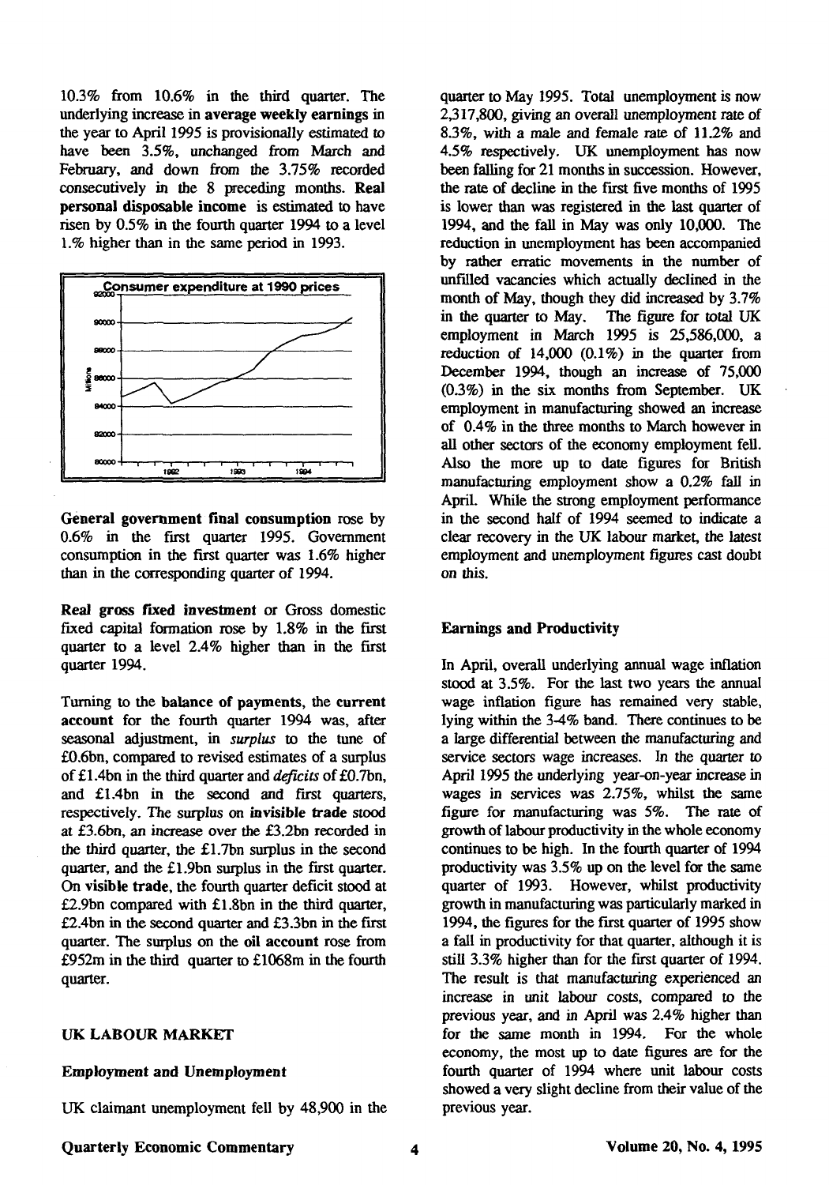10.3% from 10.6% in the third quarter. The underlying increase in **average weekly earnings** in the year to April 1995 is provisionally estimated to have been 3.5%, unchanged from March and February, and down from the 3.75% recorded consecutively in the 8 preceding months. **Real personal disposable income** is estimated to have risen by 0.5% in the fourth quarter 1994 to a level 1.% higher than in the same period in 1993.

**General government final consumption** rose by 0.6% in the first quarter 1995. Government consumption in the first quarter was 1.6% higher than in the corresponding quarter of 1994.

**Real gross fixed investment** or Gross domestic fixed capital formation rose by 1.8% in the first quarter to a level 2.4% higher than in the first quarter 1994.

Turning to the **balance of payments**, the **current account** for the fourth quarter 1994 was, after seasonal adjustment, in *surplus* to the tune of £0.6bn, compared to revised estimates of a surplus of £1.4bn in the third quarter and *deficits* of £0.7bn, and £1.4bn in the second and first quarters, respectively. The surplus on **invisible trade** stood at £3.6bn, an increase over the £3.2bn recorded in the third quarter, the £1.7bn surplus in the second quarter, and the £1.9bn surplus in the first quarter. On **visible trade**, the fourth quarter deficit stood at £2.9bn compared with £1.8bn in the third quarter, £2.4bn in the second quarter and £3.3bn in the first quarter. The surplus on the **oil account** rose from £952m in the third quarter to £1068m in the fourth quarter.

## UK LABOUR MARKET

### Employment and Unemployment

UK claimant unemployment fell by 48,900 in the quarter to May 1995. Total unemployment is now 2,317,800, giving an overall unemployment rate of 8.3%, with a male and female rate of 11.2% and 4.5% respectively. UK unemployment has now been falling for 21 months in succession. However, the rate of decline in the first five months of 1995 is lower than was registered in the last quarter of 1994, and the fall in May was only 10,000. The reduction in unemployment has been accompanied by rather erratic movements in the number of unfilled vacancies which actually declined in the month of May, though they did increased by 3.7% in the quarter to May. The figure for total UK employment in March 1995 is 25,586,000, a reduction of 14,000 (0.1%) in the quarter from December 1994, though an increase of 75,000 (0.3%) in the six months from September. UK employment in manufacturing showed an increase of 0.4% in the three months to March however in all other sectors of the economy employment fell. Also the more up to date figures for British manufacturing employment show a 0.2% fall in April. While the strong employment performance in the second half of 1994 seemed to indicate a clear recovery in the UK labour market, the latest employment and unemployment figures cast doubt on this.

### Earnings and Productivity

In April, overall underlying annual wage inflation stood at 3.5%. For the last two years the annual wage inflation figure has remained very stable, lying within the 3-4% band. There continues to be a large differential between the manufacturing and service sectors wage increases. In the quarter to April 1995 the underlying year-on-year increase in wages in services was 2.75%, whilst the same figure for manufacturing was 5%. The rate of growth of labour productivity in the whole economy continues to be high. In the fourth quarter of 1994 productivity was 3.5% up on the level for the same quarter of 1993. However, whilst productivity growth in manufacturing was particularly marked in 1994, the figures for the first quarter of 1995 show a fall in productivity for that quarter, although it is still 3.3% higher than for the first quarter of 1994. The result is that manufacturing experienced an increase in unit labour costs, compared to the previous year, and in April was 2.4% higher than for the same month in 1994. For the whole economy, the most up to date figures are for the fourth quarter of 1994 where unit labour costs showed a very slight decline from their value of the previous year.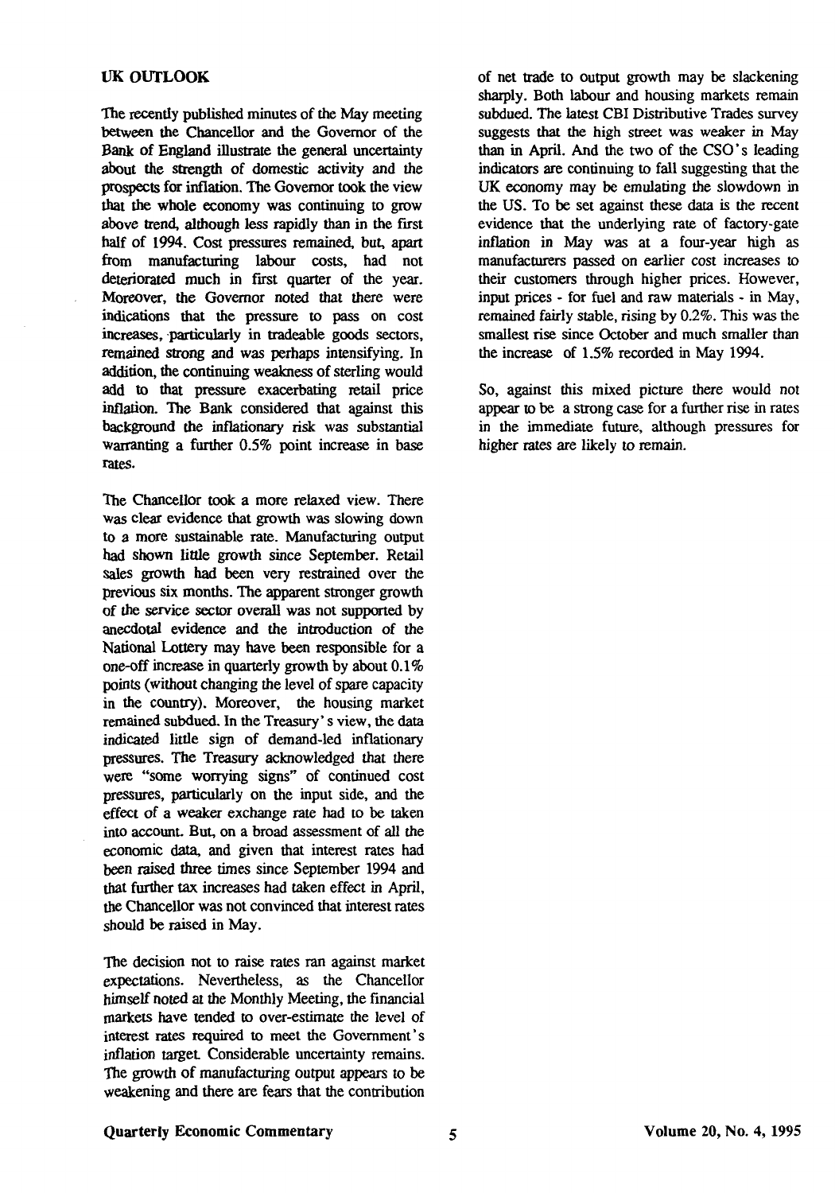## UK OUTLOOK

The recently published minutes of the May meeting between the Chancellor and the Governor of the Bank of England illustrate the general uncertainty about the strength of domestic activity and the prospects for inflation. The Governor took the view that the whole economy was continuing to grow above trend, although less rapidly than in the first half of 1994. Cost pressures remained, but, apart from manufacturing labour costs, had not deteriorated much in first quarter of the year. Moreover, the Governor noted that there were indications that the pressure to pass on cost increases, particularly in tradeable goods sectors, remained strong and was perhaps intensifying. In addition, the continuing weakness of sterling would add to that pressure exacerbating retail price inflation. The Bank considered that against this background the inflationary risk was substantial warranting a further 0.5% point increase in base rates.

The Chancellor took a more relaxed view. There was clear evidence that growth was slowing down to a more sustainable rate. Manufacturing output had shown little growth since September. Retail sales growth had been very restrained over the previous six months. The apparent stronger growth of the service sector overall was not supported by anecdotal evidence and the introduction of the National Lottery may have been responsible for a one-off increase in quarterly growth by about 0.1% points (without changing the level of spare capacity in the country). Moreover, the housing market remained subdued. In the Treasury's view, the data indicated little sign of demand-led inflationary pressures. The Treasury acknowledged that there were "some worrying signs" of continued cost pressures, particularly on the input side, and the effect of a weaker exchange rate had to be taken into account. But, on a broad assessment of all the economic data, and given that interest rates had been raised three times since September 1994 and that further tax increases had taken effect in April, the Chancellor was not convinced that interest rates should be raised in May.

The decision not to raise rates ran against market expectations. Nevertheless, as the Chancellor himself noted at the Monthly Meeting, the financial markets have tended to over-estimate the level of interest rates required to meet the Government's inflation target. Considerable uncertainty remains. The growth of manufacturing output appears to be weakening and there are fears that the contribution of net trade to output growth may be slackening sharply. Both labour and housing markets remain subdued. The latest CBI Distributive Trades survey suggests that the high street was weaker in May than in April. And the two of the CSO's leading indicators are continuing to fall suggesting that the UK economy may be emulating the slowdown in the US. To be set against these data is the recent evidence that the underlying rate of factory-gate inflation in May was at a four-year high as manufacturers passed on earlier cost increases to their customers through higher prices. However, input prices - for fuel and raw materials - in May, remained fairly stable, rising by 0.2%. This was the smallest rise since October and much smaller than the increase of 1.5% recorded in May 1994.

So, against this mixed picture there would not appear to be a strong case for a further rise in rates in the immediate future, although pressures for higher rates are likely to remain.